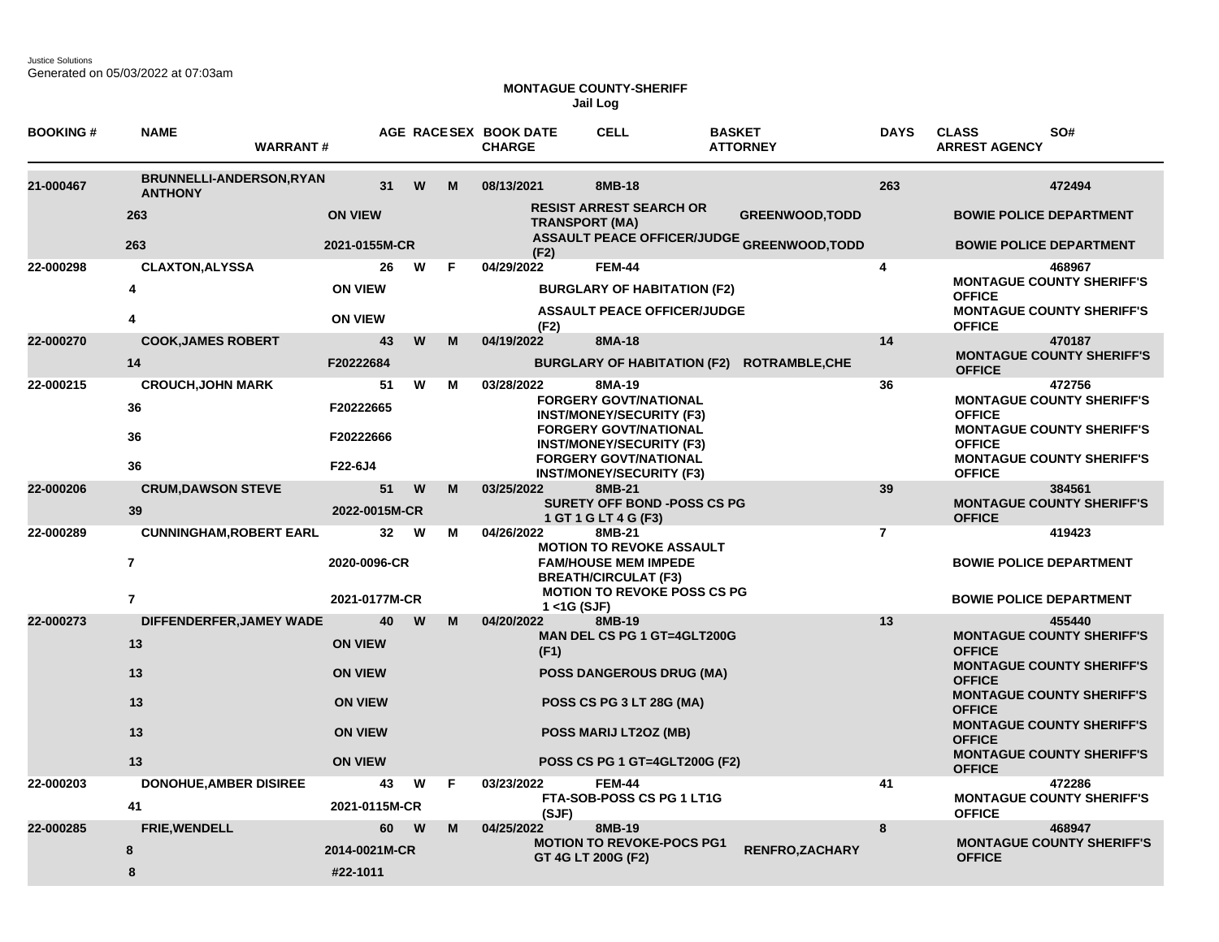Justice Solutions
Generated on 05/03/2022 at 07:03am

**MONTAGUE COUNTY-SHERIFF**
**Jail Log**

| BOOKING # | NAME / WARRANT # | AGE | RACE | SEX | BOOK DATE / CHARGE | CELL | BASKET / ATTORNEY | DAYS | CLASS / ARREST AGENCY | SO# |
|---|---|---|---|---|---|---|---|---|---|---|
| 21-000467 | BRUNNELLI-ANDERSON,RYAN ANTHONY | 31 | W | M | 08/13/2021 | 8MB-18 | | 263 | | 472494 |
| | 263 / ON VIEW | | | | RESIST ARREST SEARCH OR TRANSPORT (MA) | | GREENWOOD,TODD | | BOWIE POLICE DEPARTMENT | |
| | 263 / 2021-0155M-CR | | | | ASSAULT PEACE OFFICER/JUDGE (F2) | | GREENWOOD,TODD | | BOWIE POLICE DEPARTMENT | |
| 22-000298 | CLAXTON,ALYSSA | 26 | W | F | 04/29/2022 | FEM-44 | | 4 | | 468967 |
| | 4 / ON VIEW | | | | BURGLARY OF HABITATION (F2) | | | | MONTAGUE COUNTY SHERIFF'S OFFICE | |
| | 4 / ON VIEW | | | | ASSAULT PEACE OFFICER/JUDGE (F2) | | | | MONTAGUE COUNTY SHERIFF'S OFFICE | |
| 22-000270 | COOK,JAMES ROBERT | 43 | W | M | 04/19/2022 | 8MA-18 | | 14 | | 470187 |
| | 14 / F20222684 | | | | BURGLARY OF HABITATION (F2) | | ROTRAMBLE,CHE | | MONTAGUE COUNTY SHERIFF'S OFFICE | |
| 22-000215 | CROUCH,JOHN MARK | 51 | W | M | 03/28/2022 | 8MA-19 | | 36 | | 472756 |
| | 36 / F20222665 | | | | FORGERY GOVT/NATIONAL INST/MONEY/SECURITY (F3) | | | | MONTAGUE COUNTY SHERIFF'S OFFICE | |
| | 36 / F20222666 | | | | FORGERY GOVT/NATIONAL INST/MONEY/SECURITY (F3) | | | | MONTAGUE COUNTY SHERIFF'S OFFICE | |
| | 36 / F22-6J4 | | | | FORGERY GOVT/NATIONAL INST/MONEY/SECURITY (F3) | | | | MONTAGUE COUNTY SHERIFF'S OFFICE | |
| 22-000206 | CRUM,DAWSON STEVE | 51 | W | M | 03/25/2022 | 8MB-21 | | 39 | | 384561 |
| | 39 / 2022-0015M-CR | | | | SURETY OFF BOND -POSS CS PG 1 GT 1 G LT 4 G (F3) | | | | MONTAGUE COUNTY SHERIFF'S OFFICE | |
| 22-000289 | CUNNINGHAM,ROBERT EARL | 32 | W | M | 04/26/2022 | 8MB-21 | | 7 | | 419423 |
| | 7 / 2020-0096-CR | | | | MOTION TO REVOKE ASSAULT FAM/HOUSE MEM IMPEDE BREATH/CIRCULAT (F3) | | | | BOWIE POLICE DEPARTMENT | |
| | 7 / 2021-0177M-CR | | | | MOTION TO REVOKE POSS CS PG 1 <1G (SJF) | | | | BOWIE POLICE DEPARTMENT | |
| 22-000273 | DIFFENDERFER,JAMEY WADE | 40 | W | M | 04/20/2022 | 8MB-19 | | 13 | | 455440 |
| | 13 / ON VIEW | | | | MAN DEL CS PG 1 GT=4GLT200G (F1) | | | | MONTAGUE COUNTY SHERIFF'S OFFICE | |
| | 13 / ON VIEW | | | | POSS DANGEROUS DRUG (MA) | | | | MONTAGUE COUNTY SHERIFF'S OFFICE | |
| | 13 / ON VIEW | | | | POSS CS PG 3 LT 28G (MA) | | | | MONTAGUE COUNTY SHERIFF'S OFFICE | |
| | 13 / ON VIEW | | | | POSS MARIJ LT2OZ (MB) | | | | MONTAGUE COUNTY SHERIFF'S OFFICE | |
| | 13 / ON VIEW | | | | POSS CS PG 1 GT=4GLT200G (F2) | | | | MONTAGUE COUNTY SHERIFF'S OFFICE | |
| 22-000203 | DONOHUE,AMBER DISIREE | 43 | W | F | 03/23/2022 | FEM-44 | | 41 | | 472286 |
| | 41 / 2021-0115M-CR | | | | FTA-SOB-POSS CS PG 1 LT1G (SJF) | | | | MONTAGUE COUNTY SHERIFF'S OFFICE | |
| 22-000285 | FRIE,WENDELL | 60 | W | M | 04/25/2022 | 8MB-19 | | 8 | | 468947 |
| | 8 / 2014-0021M-CR | | | | MOTION TO REVOKE-POCS PG1 GT 4G LT 200G (F2) | | RENFRO,ZACHARY | | MONTAGUE COUNTY SHERIFF'S OFFICE | |
| | 8 / #22-1011 | | | | | | | | | |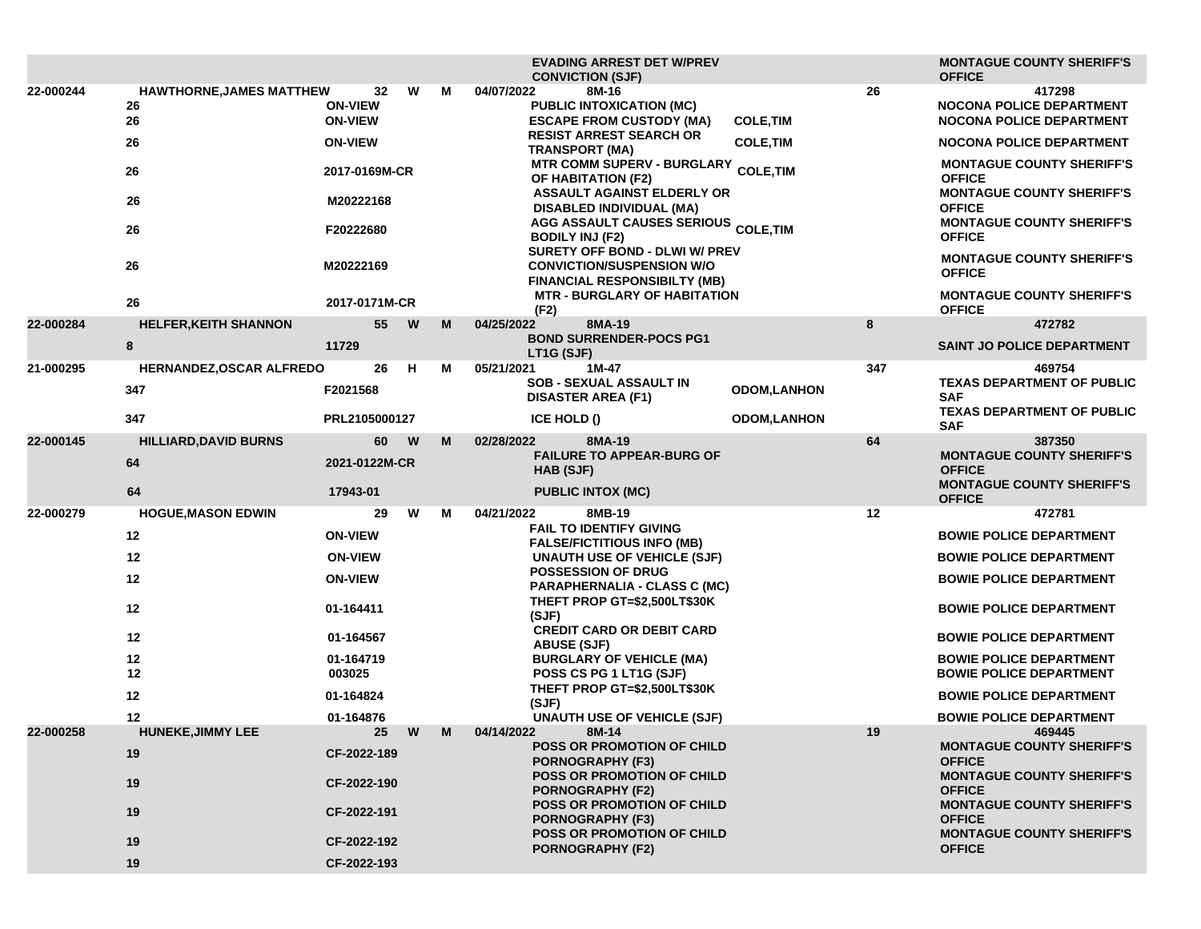| | | | | | | | | | |
|---|---|---|---|---|---|---|---|---|---|
| | | | | | | EVADING ARREST DET W/PREV CONVICTION (SJF) | | | MONTAGUE COUNTY SHERIFF'S OFFICE |
| 22-000244 | HAWTHORNE,JAMES MATTHEW | 32 | W | M | 04/07/2022 | 8M-16 | | 26 | 417298 |
| | 26 | ON-VIEW | | | | PUBLIC INTOXICATION (MC) | | | NOCONA POLICE DEPARTMENT |
| | 26 | ON-VIEW | | | | ESCAPE FROM CUSTODY (MA) | COLE,TIM | | NOCONA POLICE DEPARTMENT |
| | 26 | ON-VIEW | | | | RESIST ARREST SEARCH OR TRANSPORT (MA) | COLE,TIM | | NOCONA POLICE DEPARTMENT |
| | 26 | 2017-0169M-CR | | | | MTR COMM SUPERV - BURGLARY OF HABITATION (F2) | COLE,TIM | | MONTAGUE COUNTY SHERIFF'S OFFICE |
| | 26 | M20222168 | | | | ASSAULT AGAINST ELDERLY OR DISABLED INDIVIDUAL (MA) | | | MONTAGUE COUNTY SHERIFF'S OFFICE |
| | 26 | F20222680 | | | | AGG ASSAULT CAUSES SERIOUS BODILY INJ (F2) | COLE,TIM | | MONTAGUE COUNTY SHERIFF'S OFFICE |
| | 26 | M20222169 | | | | SURETY OFF BOND - DLWI W/ PREV CONVICTION/SUSPENSION W/O FINANCIAL RESPONSIBILTY (MB) | | | MONTAGUE COUNTY SHERIFF'S OFFICE |
| | 26 | 2017-0171M-CR | | | | MTR - BURGLARY OF HABITATION (F2) | | | MONTAGUE COUNTY SHERIFF'S OFFICE |
| 22-000284 | HELFER,KEITH SHANNON | 55 | W | M | 04/25/2022 | 8MA-19 | | 8 | 472782 |
| | 8 | 11729 | | | | BOND SURRENDER-POCS PG1 LT1G (SJF) | | | SAINT JO POLICE DEPARTMENT |
| 21-000295 | HERNANDEZ,OSCAR ALFREDO | 26 | H | M | 05/21/2021 | 1M-47 | | 347 | 469754 |
| | 347 | F2021568 | | | | SOB - SEXUAL ASSAULT IN DISASTER AREA (F1) | ODOM,LANHON | | TEXAS DEPARTMENT OF PUBLIC SAF |
| | 347 | PRL2105000127 | | | | ICE HOLD () | ODOM,LANHON | | TEXAS DEPARTMENT OF PUBLIC SAF |
| 22-000145 | HILLIARD,DAVID BURNS | 60 | W | M | 02/28/2022 | 8MA-19 | | 64 | 387350 |
| | 64 | 2021-0122M-CR | | | | FAILURE TO APPEAR-BURG OF HAB (SJF) | | | MONTAGUE COUNTY SHERIFF'S OFFICE |
| | 64 | 17943-01 | | | | PUBLIC INTOX (MC) | | | MONTAGUE COUNTY SHERIFF'S OFFICE |
| 22-000279 | HOGUE,MASON EDWIN | 29 | W | M | 04/21/2022 | 8MB-19 | | 12 | 472781 |
| | 12 | ON-VIEW | | | | FAIL TO IDENTIFY GIVING FALSE/FICTITIOUS INFO (MB) | | | BOWIE POLICE DEPARTMENT |
| | 12 | ON-VIEW | | | | UNAUTH USE OF VEHICLE (SJF) | | | BOWIE POLICE DEPARTMENT |
| | 12 | ON-VIEW | | | | POSSESSION OF DRUG PARAPHERNALIA - CLASS C (MC) | | | BOWIE POLICE DEPARTMENT |
| | 12 | 01-164411 | | | | THEFT PROP GT=$2,500LT$30K (SJF) | | | BOWIE POLICE DEPARTMENT |
| | 12 | 01-164567 | | | | CREDIT CARD OR DEBIT CARD ABUSE (SJF) | | | BOWIE POLICE DEPARTMENT |
| | 12 | 01-164719 | | | | BURGLARY OF VEHICLE (MA) | | | BOWIE POLICE DEPARTMENT |
| | 12 | 003025 | | | | POSS CS PG 1 LT1G (SJF) | | | BOWIE POLICE DEPARTMENT |
| | 12 | 01-164824 | | | | THEFT PROP GT=$2,500LT$30K (SJF) | | | BOWIE POLICE DEPARTMENT |
| | 12 | 01-164876 | | | | UNAUTH USE OF VEHICLE (SJF) | | | BOWIE POLICE DEPARTMENT |
| 22-000258 | HUNEKE,JIMMY LEE | 25 | W | M | 04/14/2022 | 8M-14 | | 19 | 469445 |
| | 19 | CF-2022-189 | | | | POSS OR PROMOTION OF CHILD PORNOGRAPHY (F3) | | | MONTAGUE COUNTY SHERIFF'S OFFICE |
| | 19 | CF-2022-190 | | | | POSS OR PROMOTION OF CHILD PORNOGRAPHY (F2) | | | MONTAGUE COUNTY SHERIFF'S OFFICE |
| | 19 | CF-2022-191 | | | | POSS OR PROMOTION OF CHILD PORNOGRAPHY (F3) | | | MONTAGUE COUNTY SHERIFF'S OFFICE |
| | 19 | CF-2022-192 | | | | POSS OR PROMOTION OF CHILD PORNOGRAPHY (F2) | | | MONTAGUE COUNTY SHERIFF'S OFFICE |
| | 19 | CF-2022-193 | | | | | | | |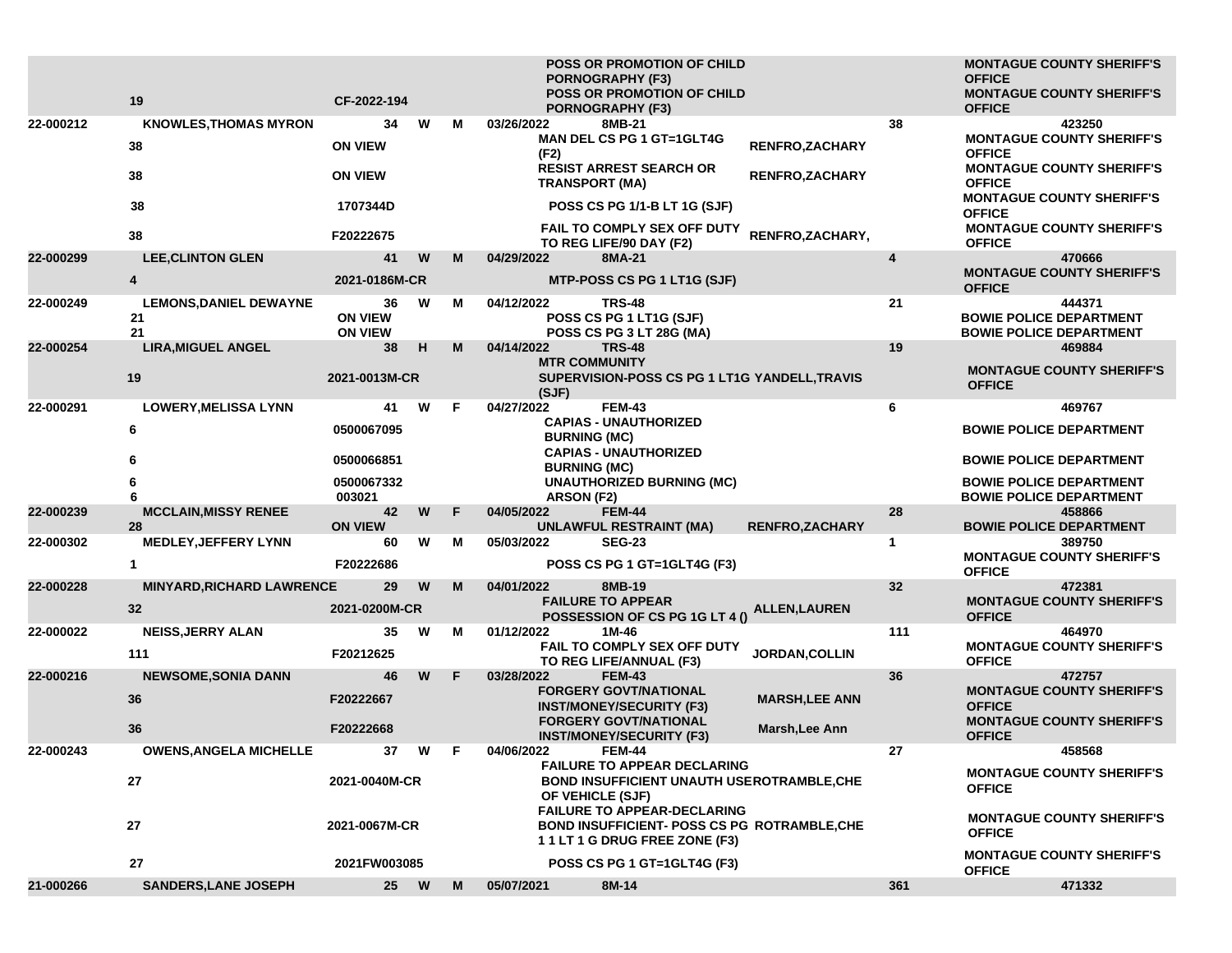| | | | | | | | | | | |
|---|---|---|---|---|---|---|---|---|---|---|
| | 19 | CF-2022-194 | | | | | POSS OR PROMOTION OF CHILD PORNOGRAPHY (F3) | | | MONTAGUE COUNTY SHERIFF'S OFFICE |
| | | | | | | | POSS OR PROMOTION OF CHILD PORNOGRAPHY (F3) | | | MONTAGUE COUNTY SHERIFF'S OFFICE |
| 22-000212 | KNOWLES,THOMAS MYRON | | 34 | W | M | 03/26/2022 | 8MB-21 | | 38 | 423250 |
| | 38 | ON VIEW | | | | | MAN DEL CS PG 1 GT=1GLT4G (F2) | RENFRO,ZACHARY | | MONTAGUE COUNTY SHERIFF'S OFFICE |
| | 38 | ON VIEW | | | | | RESIST ARREST SEARCH OR TRANSPORT (MA) | RENFRO,ZACHARY | | MONTAGUE COUNTY SHERIFF'S OFFICE |
| | 38 | 1707344D | | | | | POSS CS PG 1/1-B LT 1G (SJF) | | | MONTAGUE COUNTY SHERIFF'S OFFICE |
| | 38 | F20222675 | | | | | FAIL TO COMPLY SEX OFF DUTY TO REG LIFE/90 DAY (F2) | RENFRO,ZACHARY, | | MONTAGUE COUNTY SHERIFF'S OFFICE |
| 22-000299 | LEE,CLINTON GLEN | | 41 | W | M | 04/29/2022 | 8MA-21 | | 4 | 470666 |
| | 4 | 2021-0186M-CR | | | | | MTP-POSS CS PG 1 LT1G (SJF) | | | MONTAGUE COUNTY SHERIFF'S OFFICE |
| 22-000249 | LEMONS,DANIEL DEWAYNE | | 36 | W | M | 04/12/2022 | TRS-48 | | 21 | 444371 |
| | 21 | ON VIEW | | | | | POSS CS PG 1 LT1G (SJF) | | | BOWIE POLICE DEPARTMENT |
| | 21 | ON VIEW | | | | | POSS CS PG 3 LT 28G (MA) | | | BOWIE POLICE DEPARTMENT |
| 22-000254 | LIRA,MIGUEL ANGEL | | 38 | H | M | 04/14/2022 | TRS-48 | | 19 | 469884 |
| | 19 | 2021-0013M-CR | | | | | MTR COMMUNITY SUPERVISION-POSS CS PG 1 LT1G (SJF) | YANDELL,TRAVIS | | MONTAGUE COUNTY SHERIFF'S OFFICE |
| 22-000291 | LOWERY,MELISSA LYNN | | 41 | W | F | 04/27/2022 | FEM-43 | | 6 | 469767 |
| | 6 | 0500067095 | | | | | CAPIAS - UNAUTHORIZED BURNING (MC) | | | BOWIE POLICE DEPARTMENT |
| | 6 | 0500066851 | | | | | CAPIAS - UNAUTHORIZED BURNING (MC) | | | BOWIE POLICE DEPARTMENT |
| | 6 | 0500067332 | | | | | UNAUTHORIZED BURNING (MC) | | | BOWIE POLICE DEPARTMENT |
| | 6 | 003021 | | | | | ARSON (F2) | | | BOWIE POLICE DEPARTMENT |
| 22-000239 | MCCLAIN,MISSY RENEE | | 42 | W | F | 04/05/2022 | FEM-44 | | 28 | 458866 |
| | 28 | ON VIEW | | | | | UNLAWFUL RESTRAINT (MA) | RENFRO,ZACHARY | | BOWIE POLICE DEPARTMENT |
| 22-000302 | MEDLEY,JEFFERY LYNN | | 60 | W | M | 05/03/2022 | SEG-23 | | 1 | 389750 |
| | 1 | F20222686 | | | | | POSS CS PG 1 GT=1GLT4G (F3) | | | MONTAGUE COUNTY SHERIFF'S OFFICE |
| 22-000228 | MINYARD,RICHARD LAWRENCE | | 29 | W | M | 04/01/2022 | 8MB-19 | | 32 | 472381 |
| | 32 | 2021-0200M-CR | | | | | FAILURE TO APPEAR POSSESSION OF CS PG 1G LT 4 () | ALLEN,LAUREN | | MONTAGUE COUNTY SHERIFF'S OFFICE |
| 22-000022 | NEISS,JERRY ALAN | | 35 | W | M | 01/12/2022 | 1M-46 | | 111 | 464970 |
| | 111 | F20212625 | | | | | FAIL TO COMPLY SEX OFF DUTY TO REG LIFE/ANNUAL (F3) | JORDAN,COLLIN | | MONTAGUE COUNTY SHERIFF'S OFFICE |
| 22-000216 | NEWSOME,SONIA DANN | | 46 | W | F | 03/28/2022 | FEM-43 | | 36 | 472757 |
| | 36 | F20222667 | | | | | FORGERY GOVT/NATIONAL INST/MONEY/SECURITY (F3) | MARSH,LEE ANN | | MONTAGUE COUNTY SHERIFF'S OFFICE |
| | 36 | F20222668 | | | | | FORGERY GOVT/NATIONAL INST/MONEY/SECURITY (F3) | Marsh,Lee Ann | | MONTAGUE COUNTY SHERIFF'S OFFICE |
| 22-000243 | OWENS,ANGELA MICHELLE | | 37 | W | F | 04/06/2022 | FEM-44 | | 27 | 458568 |
| | 27 | 2021-0040M-CR | | | | | FAILURE TO APPEAR DECLARING BOND INSUFFICIENT UNAUTH USE OF VEHICLE (SJF) | ROTRAMBLE,CHE | | MONTAGUE COUNTY SHERIFF'S OFFICE |
| | 27 | 2021-0067M-CR | | | | | FAILURE TO APPEAR-DECLARING BOND INSUFFICIENT- POSS CS PG 1 1 LT 1 G DRUG FREE ZONE (F3) | ROTRAMBLE,CHE | | MONTAGUE COUNTY SHERIFF'S OFFICE |
| | 27 | 2021FW003085 | | | | | POSS CS PG 1 GT=1GLT4G (F3) | | | MONTAGUE COUNTY SHERIFF'S OFFICE |
| 21-000266 | SANDERS,LANE JOSEPH | | 25 | W | M | 05/07/2021 | 8M-14 | | 361 | 471332 |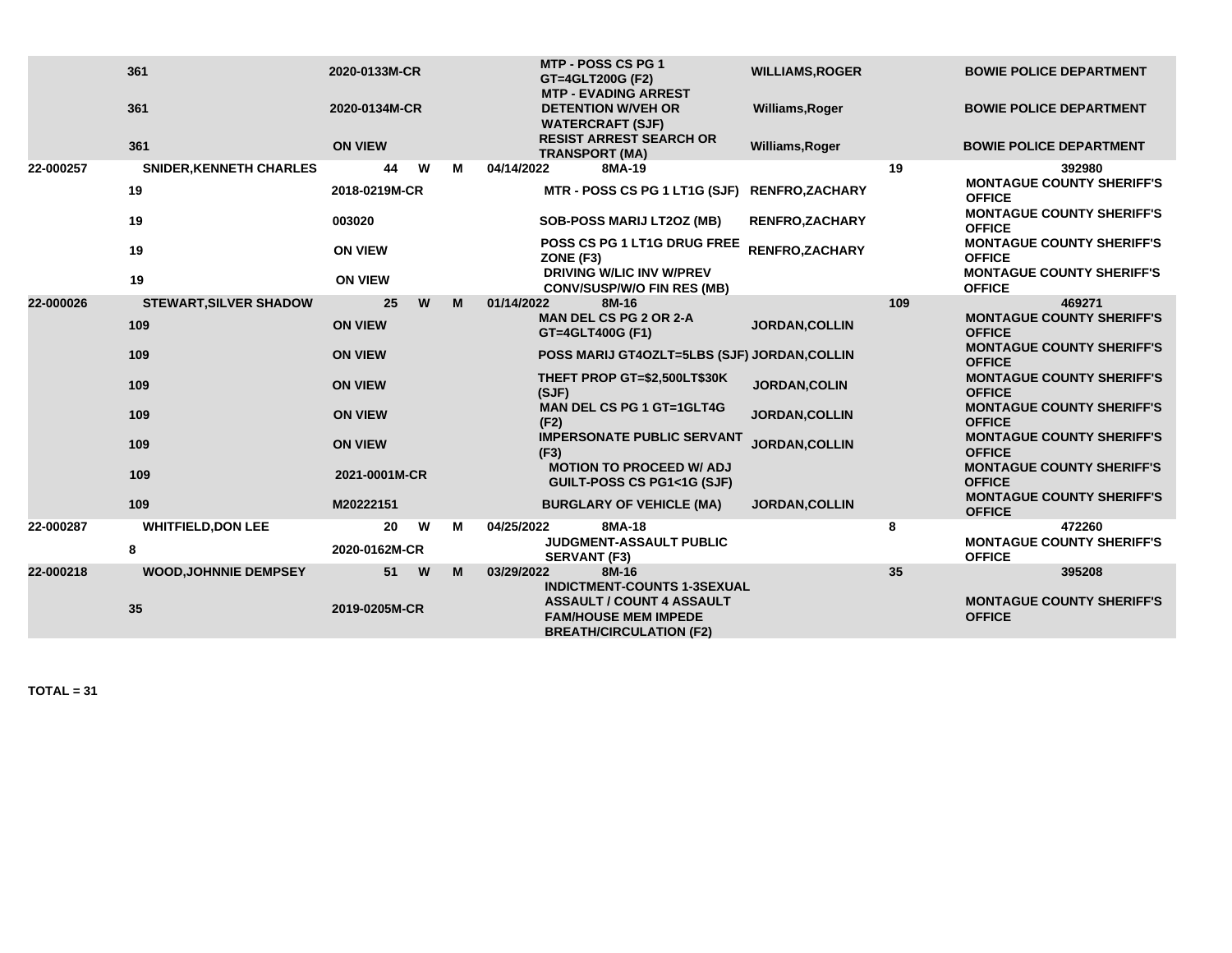| | | | | | | | | | |
|---|---|---|---|---|---|---|---|---|---|
| | 361 | 2020-0133M-CR | | | | MTP - POSS CS PG 1 GT=4GLT200G (F2) | WILLIAMS,ROGER | | BOWIE POLICE DEPARTMENT |
| | 361 | 2020-0134M-CR | | | | MTP - EVADING ARREST DETENTION W/VEH OR WATERCRAFT (SJF) | Williams,Roger | | BOWIE POLICE DEPARTMENT |
| | 361 | ON VIEW | | | | RESIST ARREST SEARCH OR TRANSPORT (MA) | Williams,Roger | | BOWIE POLICE DEPARTMENT |
| 22-000257 | SNIDER,KENNETH CHARLES | 44 | W | M | 04/14/2022 | 8MA-19 | | 19 | 392980 |
| | 19 | 2018-0219M-CR | | | | MTR - POSS CS PG 1 LT1G (SJF) | RENFRO,ZACHARY | | MONTAGUE COUNTY SHERIFF'S OFFICE |
| | 19 | 003020 | | | | SOB-POSS MARIJ LT2OZ (MB) | RENFRO,ZACHARY | | MONTAGUE COUNTY SHERIFF'S OFFICE |
| | 19 | ON VIEW | | | | POSS CS PG 1 LT1G DRUG FREE ZONE (F3) | RENFRO,ZACHARY | | MONTAGUE COUNTY SHERIFF'S OFFICE |
| | 19 | ON VIEW | | | | DRIVING W/LIC INV W/PREV CONV/SUSP/W/O FIN RES (MB) | | | MONTAGUE COUNTY SHERIFF'S OFFICE |
| 22-000026 | STEWART,SILVER SHADOW | 25 | W | M | 01/14/2022 | 8M-16 | | 109 | 469271 |
| | 109 | ON VIEW | | | | MAN DEL CS PG 2 OR 2-A GT=4GLT400G (F1) | JORDAN,COLLIN | | MONTAGUE COUNTY SHERIFF'S OFFICE |
| | 109 | ON VIEW | | | | POSS MARIJ GT4OZLT=5LBS (SJF) | JORDAN,COLLIN | | MONTAGUE COUNTY SHERIFF'S OFFICE |
| | 109 | ON VIEW | | | | THEFT PROP GT=$2,500LT$30K (SJF) | JORDAN,COLIN | | MONTAGUE COUNTY SHERIFF'S OFFICE |
| | 109 | ON VIEW | | | | MAN DEL CS PG 1 GT=1GLT4G (F2) | JORDAN,COLLIN | | MONTAGUE COUNTY SHERIFF'S OFFICE |
| | 109 | ON VIEW | | | | IMPERSONATE PUBLIC SERVANT (F3) | JORDAN,COLLIN | | MONTAGUE COUNTY SHERIFF'S OFFICE |
| | 109 | 2021-0001M-CR | | | | MOTION TO PROCEED W/ ADJ GUILT-POSS CS PG1<1G (SJF) | | | MONTAGUE COUNTY SHERIFF'S OFFICE |
| | 109 | M20222151 | | | | BURGLARY OF VEHICLE (MA) | JORDAN,COLLIN | | MONTAGUE COUNTY SHERIFF'S OFFICE |
| 22-000287 | WHITFIELD,DON LEE | 20 | W | M | 04/25/2022 | 8MA-18 | | 8 | 472260 |
| | 8 | 2020-0162M-CR | | | | JUDGMENT-ASSAULT PUBLIC SERVANT (F3) | | | MONTAGUE COUNTY SHERIFF'S OFFICE |
| 22-000218 | WOOD,JOHNNIE DEMPSEY | 51 | W | M | 03/29/2022 | 8M-16 | | 35 | 395208 |
| | 35 | 2019-0205M-CR | | | | INDICTMENT-COUNTS 1-3SEXUAL ASSAULT / COUNT 4 ASSAULT FAM/HOUSE MEM IMPEDE BREATH/CIRCULATION (F2) | | | MONTAGUE COUNTY SHERIFF'S OFFICE |

**TOTAL = 31**